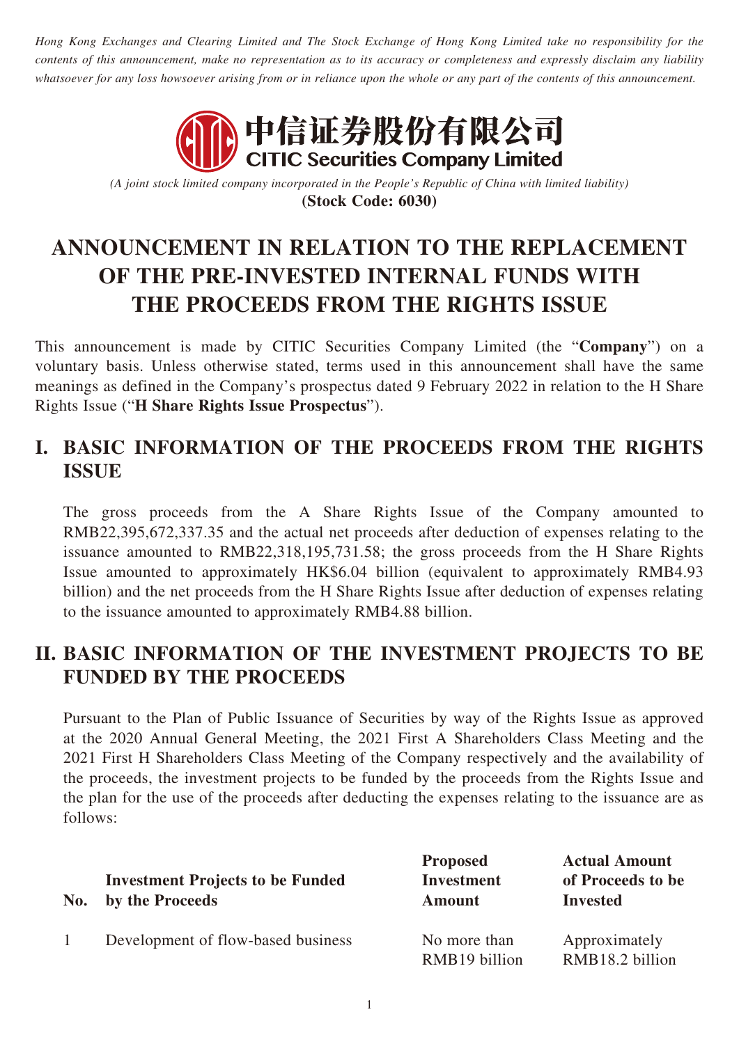*Hong Kong Exchanges and Clearing Limited and The Stock Exchange of Hong Kong Limited take no responsibility for the contents of this announcement, make no representation as to its accuracy or completeness and expressly disclaim any liability whatsoever for any loss howsoever arising from or in reliance upon the whole or any part of the contents of this announcement.*

中信证券股份有限公司
**CITIC Securities Company Limited**

*(A joint stock limited company incorporated in the People's Republic of China with limited liability)*
**(Stock Code: 6030)**

# ANNOUNCEMENT IN RELATION TO THE REPLACEMENT OF THE PRE-INVESTED INTERNAL FUNDS WITH THE PROCEEDS FROM THE RIGHTS ISSUE

This announcement is made by CITIC Securities Company Limited (the "**Company**") on a voluntary basis. Unless otherwise stated, terms used in this announcement shall have the same meanings as defined in the Company's prospectus dated 9 February 2022 in relation to the H Share Rights Issue ("**H Share Rights Issue Prospectus**").

## I. BASIC INFORMATION OF THE PROCEEDS FROM THE RIGHTS ISSUE

The gross proceeds from the A Share Rights Issue of the Company amounted to RMB22,395,672,337.35 and the actual net proceeds after deduction of expenses relating to the issuance amounted to RMB22,318,195,731.58; the gross proceeds from the H Share Rights Issue amounted to approximately HK$6.04 billion (equivalent to approximately RMB4.93 billion) and the net proceeds from the H Share Rights Issue after deduction of expenses relating to the issuance amounted to approximately RMB4.88 billion.

## II. BASIC INFORMATION OF THE INVESTMENT PROJECTS TO BE FUNDED BY THE PROCEEDS

Pursuant to the Plan of Public Issuance of Securities by way of the Rights Issue as approved at the 2020 Annual General Meeting, the 2021 First A Shareholders Class Meeting and the 2021 First H Shareholders Class Meeting of the Company respectively and the availability of the proceeds, the investment projects to be funded by the proceeds from the Rights Issue and the plan for the use of the proceeds after deducting the expenses relating to the issuance are as follows:

| No. | Investment Projects to be Funded by the Proceeds | Proposed Investment Amount | Actual Amount of Proceeds to be Invested |
|---|---|---|---|
| 1 | Development of flow-based business | No more than RMB19 billion | Approximately RMB18.2 billion |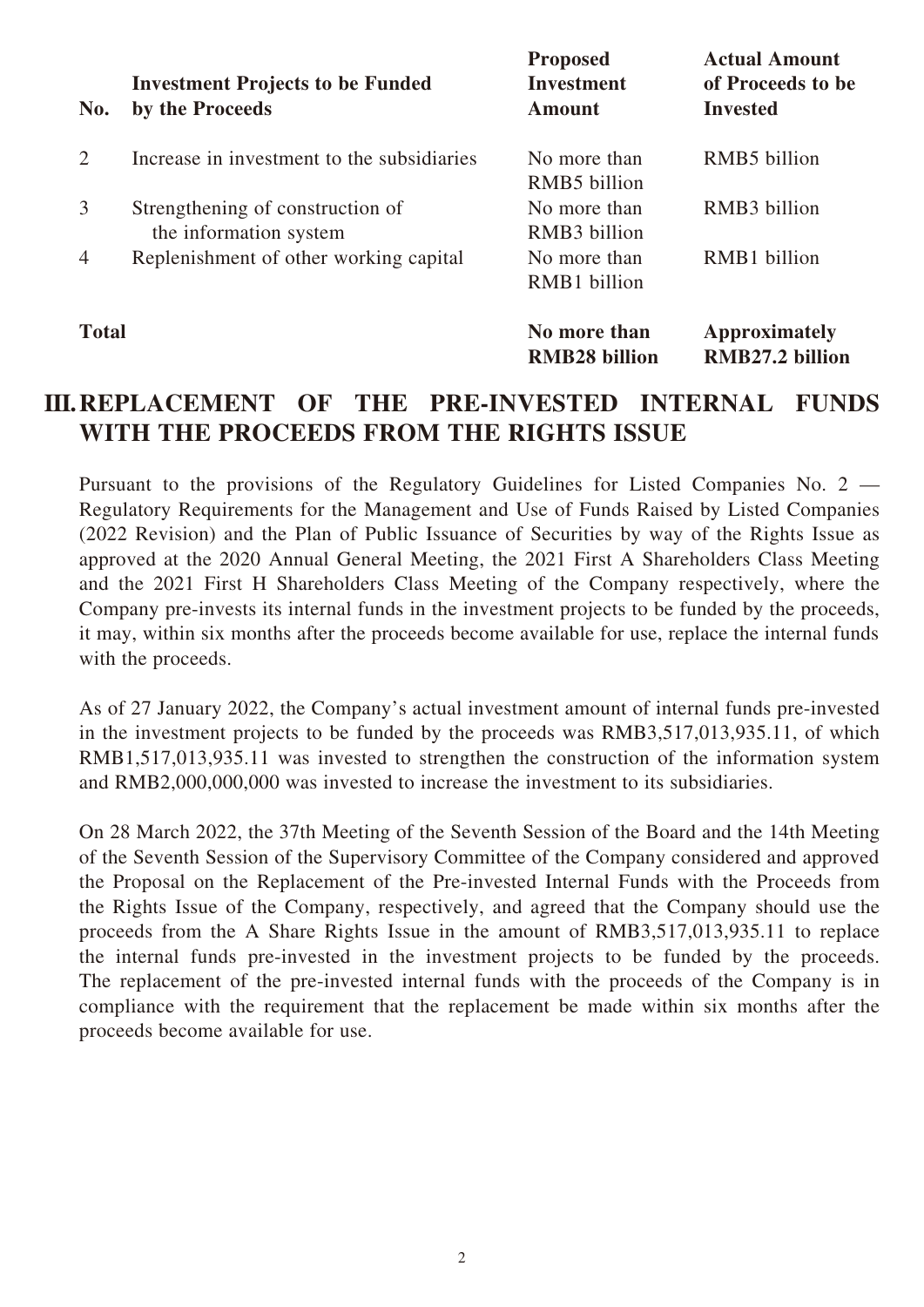| No. | Investment Projects to be Funded by the Proceeds | Proposed Investment Amount | Actual Amount of Proceeds to be Invested |
|---|---|---|---|
| 2 | Increase in investment to the subsidiaries | No more than RMB5 billion | RMB5 billion |
| 3 | Strengthening of construction of the information system | No more than RMB3 billion | RMB3 billion |
| 4 | Replenishment of other working capital | No more than RMB1 billion | RMB1 billion |
| **Total** | | **No more than RMB28 billion** | **Approximately RMB27.2 billion** |

## III. REPLACEMENT OF THE PRE-INVESTED INTERNAL FUNDS WITH THE PROCEEDS FROM THE RIGHTS ISSUE

Pursuant to the provisions of the Regulatory Guidelines for Listed Companies No. 2 — Regulatory Requirements for the Management and Use of Funds Raised by Listed Companies (2022 Revision) and the Plan of Public Issuance of Securities by way of the Rights Issue as approved at the 2020 Annual General Meeting, the 2021 First A Shareholders Class Meeting and the 2021 First H Shareholders Class Meeting of the Company respectively, where the Company pre-invests its internal funds in the investment projects to be funded by the proceeds, it may, within six months after the proceeds become available for use, replace the internal funds with the proceeds.

As of 27 January 2022, the Company's actual investment amount of internal funds pre-invested in the investment projects to be funded by the proceeds was RMB3,517,013,935.11, of which RMB1,517,013,935.11 was invested to strengthen the construction of the information system and RMB2,000,000,000 was invested to increase the investment to its subsidiaries.

On 28 March 2022, the 37th Meeting of the Seventh Session of the Board and the 14th Meeting of the Seventh Session of the Supervisory Committee of the Company considered and approved the Proposal on the Replacement of the Pre-invested Internal Funds with the Proceeds from the Rights Issue of the Company, respectively, and agreed that the Company should use the proceeds from the A Share Rights Issue in the amount of RMB3,517,013,935.11 to replace the internal funds pre-invested in the investment projects to be funded by the proceeds. The replacement of the pre-invested internal funds with the proceeds of the Company is in compliance with the requirement that the replacement be made within six months after the proceeds become available for use.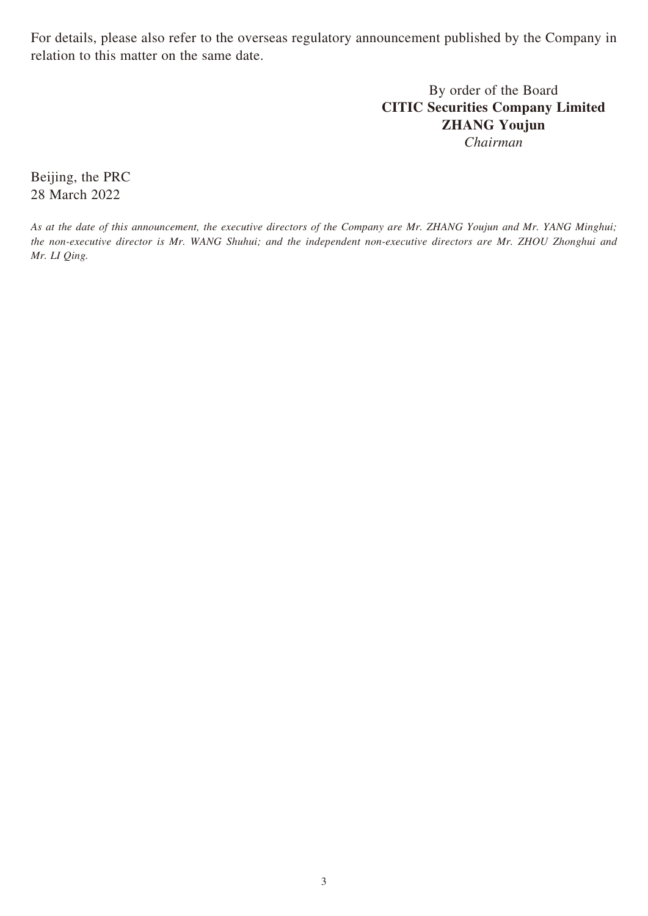For details, please also refer to the overseas regulatory announcement published by the Company in relation to this matter on the same date.

By order of the Board  
**CITIC Securities Company Limited**  
**ZHANG Youjun**  
*Chairman*

Beijing, the PRC  
28 March 2022

*As at the date of this announcement, the executive directors of the Company are Mr. ZHANG Youjun and Mr. YANG Minghui; the non-executive director is Mr. WANG Shuhui; and the independent non-executive directors are Mr. ZHOU Zhonghui and Mr. LI Qing.*